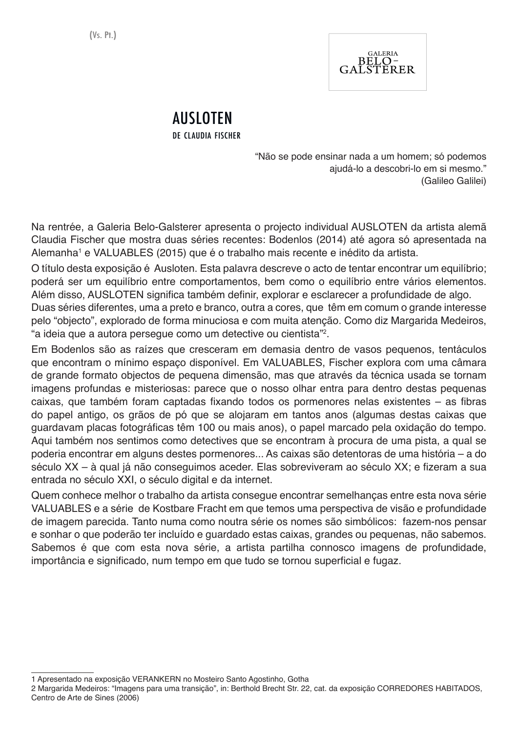(Vs. Pt.)

GALERIA BELO-GALSTERER

# AUSLOTEN

DE CLAUDIA FISCHER

> "Não se pode ensinar nada a um homem; só podemos ajudá-lo a descobri-lo em si mesmo."
> (Galileo Galilei)

Na rentrée, a Galeria Belo-Galsterer apresenta o projecto individual AUSLOTEN da artista alemã Claudia Fischer que mostra duas séries recentes: Bodenlos (2014) até agora só apresentada na Alemanha[1] e VALUABLES (2015) que é o trabalho mais recente e inédito da artista.

O título desta exposição é Ausloten. Esta palavra descreve o acto de tentar encontrar um equilíbrio; poderá ser um equilíbrio entre comportamentos, bem como o equilíbrio entre vários elementos. Além disso, AUSLOTEN significa também definir, explorar e esclarecer a profundidade de algo.
Duas séries diferentes, uma a preto e branco, outra a cores, que têm em comum o grande interesse pelo "objecto", explorado de forma minuciosa e com muita atenção. Como diz Margarida Medeiros, "a ideia que a autora persegue como um detective ou cientista"[2].

Em Bodenlos são as raízes que cresceram em demasia dentro de vasos pequenos, tentáculos que encontram o mínimo espaço disponível. Em VALUABLES, Fischer explora com uma câmara de grande formato objectos de pequena dimensão, mas que através da técnica usada se tornam imagens profundas e misteriosas: parece que o nosso olhar entra para dentro destas pequenas caixas, que também foram captadas fixando todos os pormenores nelas existentes – as fibras do papel antigo, os grãos de pó que se alojaram em tantos anos (algumas destas caixas que guardavam placas fotográficas têm 100 ou mais anos), o papel marcado pela oxidação do tempo. Aqui também nos sentimos como detectives que se encontram à procura de uma pista, a qual se poderia encontrar em alguns destes pormenores... As caixas são detentoras de uma história – a do século XX – à qual já não conseguimos aceder. Elas sobreviveram ao século XX; e fizeram a sua entrada no século XXI, o século digital e da internet.

Quem conhece melhor o trabalho da artista consegue encontrar semelhanças entre esta nova série VALUABLES e a série de Kostbare Fracht em que temos uma perspectiva de visão e profundidade de imagem parecida. Tanto numa como noutra série os nomes são simbólicos: fazem-nos pensar e sonhar o que poderão ter incluído e guardado estas caixas, grandes ou pequenas, não sabemos. Sabemos é que com esta nova série, a artista partilha connosco imagens de profundidade, importância e significado, num tempo em que tudo se tornou superficial e fugaz.

---

1 Apresentado na exposição VERANKERN no Mosteiro Santo Agostinho, Gotha

2 Margarida Medeiros: "Imagens para uma transição", in: Berthold Brecht Str. 22, cat. da exposição CORREDORES HABITADOS, Centro de Arte de Sines (2006)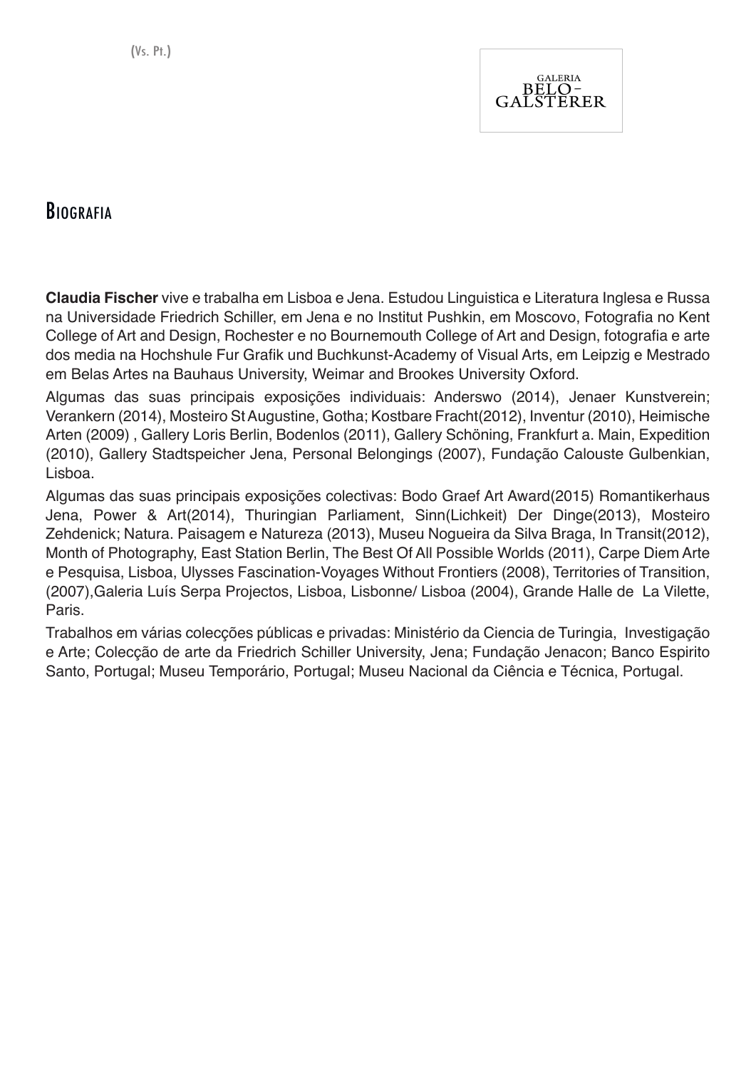# Biografia

**Claudia Fischer** vive e trabalha em Lisboa e Jena. Estudou Linguistica e Literatura Inglesa e Russa na Universidade Friedrich Schiller, em Jena e no Institut Pushkin, em Moscovo, Fotografia no Kent College of Art and Design, Rochester e no Bournemouth College of Art and Design, fotografia e arte dos media na Hochshule Fur Grafik und Buchkunst-Academy of Visual Arts, em Leipzig e Mestrado em Belas Artes na Bauhaus University, Weimar and Brookes University Oxford.

Algumas das suas principais exposições individuais: Anderswo (2014), Jenaer Kunstverein; Verankern (2014), Mosteiro St Augustine, Gotha; Kostbare Fracht(2012), Inventur (2010), Heimische Arten (2009) , Gallery Loris Berlin, Bodenlos (2011), Gallery Schöning, Frankfurt a. Main, Expedition (2010), Gallery Stadtspeicher Jena, Personal Belongings (2007), Fundação Calouste Gulbenkian, Lisboa.

Algumas das suas principais exposições colectivas: Bodo Graef Art Award(2015) Romantikerhaus Jena, Power & Art(2014), Thuringian Parliament, Sinn(Lichkeit) Der Dinge(2013), Mosteiro Zehdenick; Natura. Paisagem e Natureza (2013), Museu Nogueira da Silva Braga, In Transit(2012), Month of Photography, East Station Berlin, The Best Of All Possible Worlds (2011), Carpe Diem Arte e Pesquisa, Lisboa, Ulysses Fascination-Voyages Without Frontiers (2008), Territories of Transition, (2007),Galeria Luís Serpa Projectos, Lisboa, Lisbonne/ Lisboa (2004), Grande Halle de La Vilette, Paris.

Trabalhos em várias colecções públicas e privadas: Ministério da Ciencia de Turingia, Investigação e Arte; Colecção de arte da Friedrich Schiller University, Jena; Fundação Jenacon; Banco Espirito Santo, Portugal; Museu Temporário, Portugal; Museu Nacional da Ciência e Técnica, Portugal.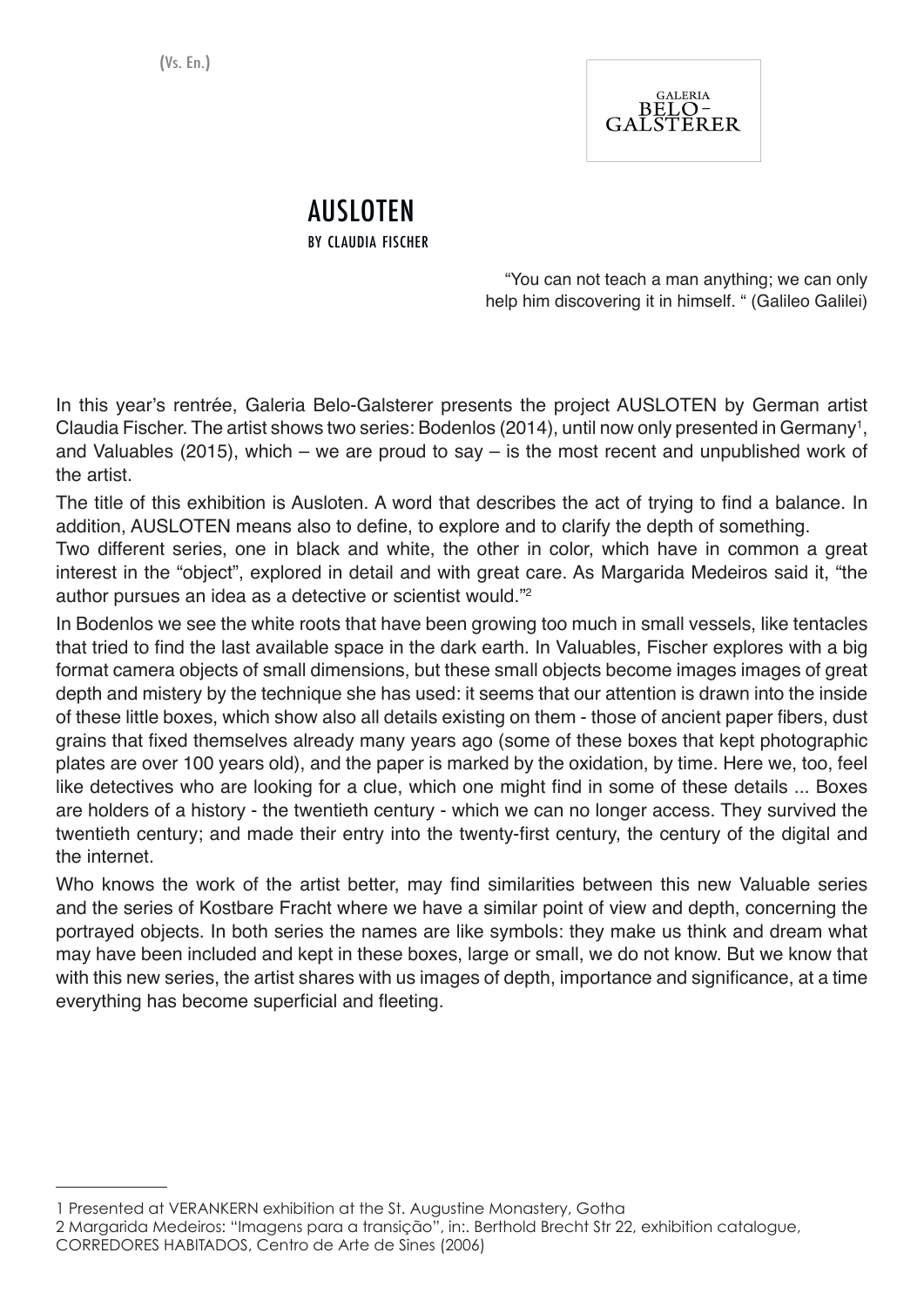(Vs. En.)

GALERIA BELO-GALSTERER

# AUSLOTEN

BY CLAUDIA FISCHER

> "You can not teach a man anything; we can only help him discovering it in himself. " (Galileo Galilei)

In this year's rentrée, Galeria Belo-Galsterer presents the project AUSLOTEN by German artist Claudia Fischer. The artist shows two series: Bodenlos (2014), until now only presented in Germany[1], and Valuables (2015), which – we are proud to say – is the most recent and unpublished work of the artist.

The title of this exhibition is Ausloten. A word that describes the act of trying to find a balance. In addition, AUSLOTEN means also to define, to explore and to clarify the depth of something.

Two different series, one in black and white, the other in color, which have in common a great interest in the "object", explored in detail and with great care. As Margarida Medeiros said it, "the author pursues an idea as a detective or scientist would."[2]

In Bodenlos we see the white roots that have been growing too much in small vessels, like tentacles that tried to find the last available space in the dark earth. In Valuables, Fischer explores with a big format camera objects of small dimensions, but these small objects become images images of great depth and mistery by the technique she has used: it seems that our attention is drawn into the inside of these little boxes, which show also all details existing on them - those of ancient paper fibers, dust grains that fixed themselves already many years ago (some of these boxes that kept photographic plates are over 100 years old), and the paper is marked by the oxidation, by time. Here we, too, feel like detectives who are looking for a clue, which one might find in some of these details ... Boxes are holders of a history - the twentieth century - which we can no longer access. They survived the twentieth century; and made their entry into the twenty-first century, the century of the digital and the internet.

Who knows the work of the artist better, may find similarities between this new Valuable series and the series of Kostbare Fracht where we have a similar point of view and depth, concerning the portrayed objects. In both series the names are like symbols: they make us think and dream what may have been included and kept in these boxes, large or small, we do not know. But we know that with this new series, the artist shares with us images of depth, importance and significance, at a time everything has become superficial and fleeting.

---

1 Presented at VERANKERN exhibition at the St. Augustine Monastery, Gotha

2 Margarida Medeiros: "Imagens para a transição", in:. Berthold Brecht Str 22, exhibition catalogue, CORREDORES HABITADOS, Centro de Arte de Sines (2006)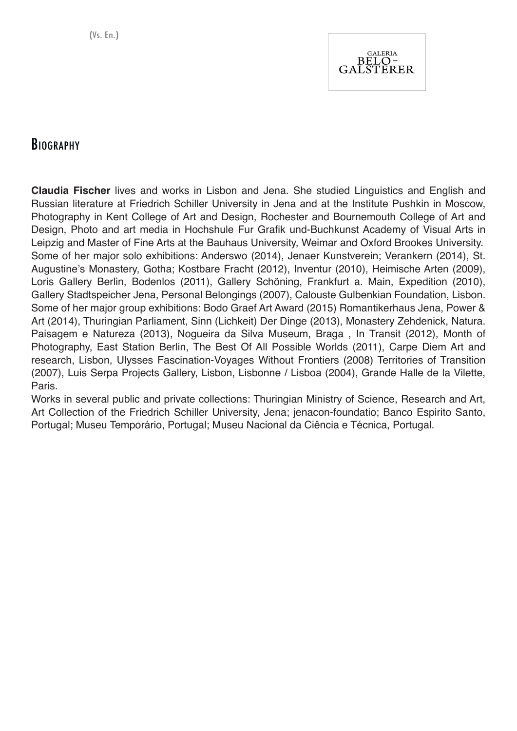(Vs. En.)

GALERIA BELO-GALSTERER

# Biography

**Claudia Fischer** lives and works in Lisbon and Jena. She studied Linguistics and English and Russian literature at Friedrich Schiller University in Jena and at the Institute Pushkin in Moscow, Photography in Kent College of Art and Design, Rochester and Bournemouth College of Art and Design, Photo and art media in Hochshule Fur Grafik und-Buchkunst Academy of Visual Arts in Leipzig and Master of Fine Arts at the Bauhaus University, Weimar and Oxford Brookes University.
Some of her major solo exhibitions: Anderswo (2014), Jenaer Kunstverein; Verankern (2014), St. Augustine's Monastery, Gotha; Kostbare Fracht (2012), Inventur (2010), Heimische Arten (2009), Loris Gallery Berlin, Bodenlos (2011), Gallery Schöning, Frankfurt a. Main, Expedition (2010), Gallery Stadtspeicher Jena, Personal Belongings (2007), Calouste Gulbenkian Foundation, Lisbon.
Some of her major group exhibitions: Bodo Graef Art Award (2015) Romantikerhaus Jena, Power & Art (2014), Thuringian Parliament, Sinn (Lichkeit) Der Dinge (2013), Monastery Zehdenick, Natura. Paisagem e Natureza (2013), Nogueira da Silva Museum, Braga , In Transit (2012), Month of Photography, East Station Berlin, The Best Of All Possible Worlds (2011), Carpe Diem Art and research, Lisbon, Ulysses Fascination-Voyages Without Frontiers (2008) Territories of Transition (2007), Luis Serpa Projects Gallery, Lisbon, Lisbonne / Lisboa (2004), Grande Halle de la Vilette, Paris.
Works in several public and private collections: Thuringian Ministry of Science, Research and Art, Art Collection of the Friedrich Schiller University, Jena; jenacon-foundatio; Banco Espirito Santo, Portugal; Museu Temporário, Portugal; Museu Nacional da Ciência e Técnica, Portugal.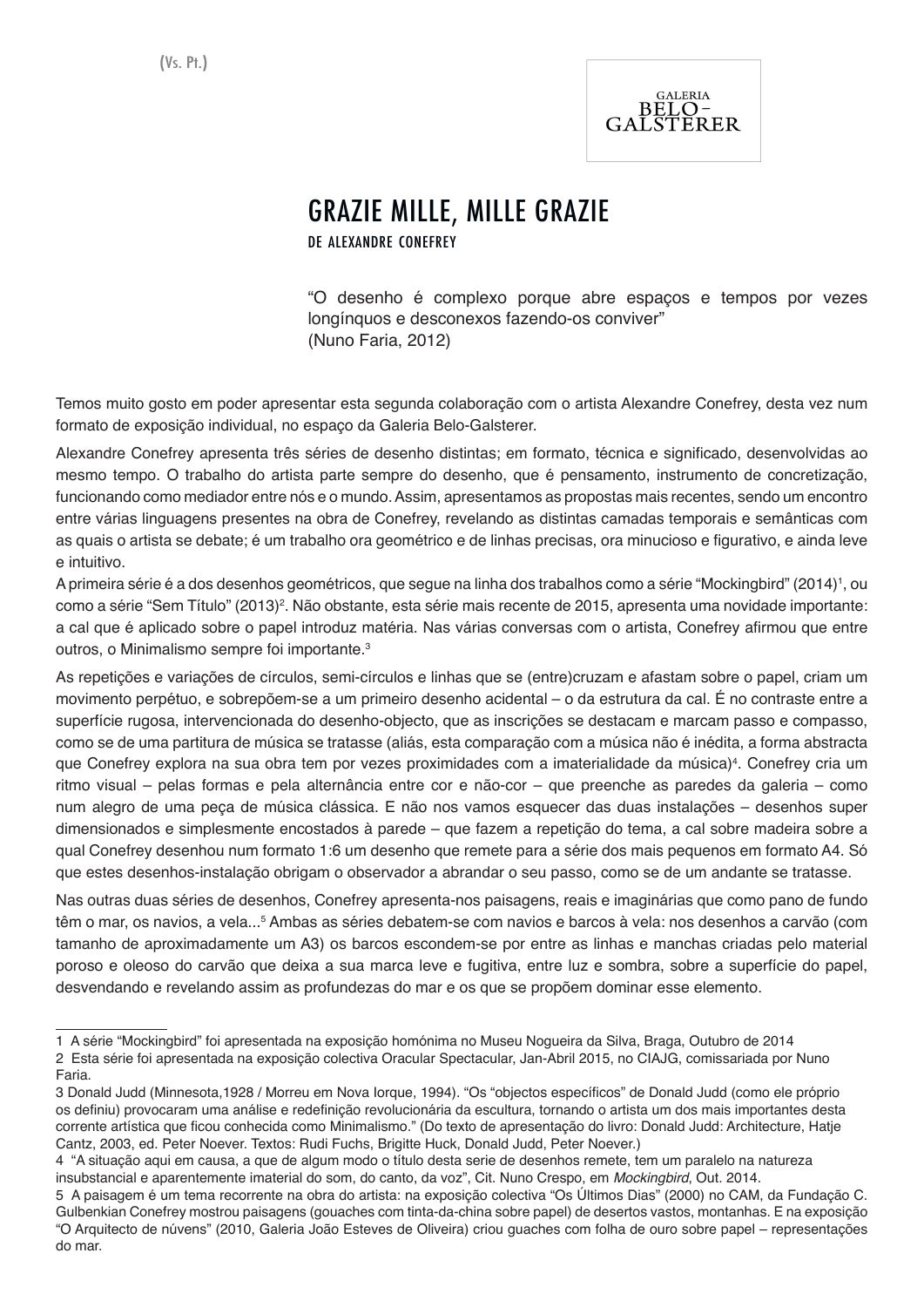(Vs. Pt.)

GALERIA BELO-GALSTERER

# GRAZIE MILLE, MILLE GRAZIE

DE ALEXANDRE CONEFREY

"O desenho é complexo porque abre espaços e tempos por vezes longínquos e desconexos fazendo-os conviver"
(Nuno Faria, 2012)

Temos muito gosto em poder apresentar esta segunda colaboração com o artista Alexandre Conefrey, desta vez num formato de exposição individual, no espaço da Galeria Belo-Galsterer.

Alexandre Conefrey apresenta três séries de desenho distintas; em formato, técnica e significado, desenvolvidas ao mesmo tempo. O trabalho do artista parte sempre do desenho, que é pensamento, instrumento de concretização, funcionando como mediador entre nós e o mundo. Assim, apresentamos as propostas mais recentes, sendo um encontro entre várias linguagens presentes na obra de Conefrey, revelando as distintas camadas temporais e semânticas com as quais o artista se debate; é um trabalho ora geométrico e de linhas precisas, ora minucioso e figurativo, e ainda leve e intuitivo.

A primeira série é a dos desenhos geométricos, que segue na linha dos trabalhos como a série "Mockingbird" (2014)[1], ou como a série "Sem Título" (2013)[2]. Não obstante, esta série mais recente de 2015, apresenta uma novidade importante: a cal que é aplicado sobre o papel introduz matéria. Nas várias conversas com o artista, Conefrey afirmou que entre outros, o Minimalismo sempre foi importante.[3]

As repetições e variações de círculos, semi-círculos e linhas que se (entre)cruzam e afastam sobre o papel, criam um movimento perpétuo, e sobrepõem-se a um primeiro desenho acidental – o da estrutura da cal. É no contraste entre a superfície rugosa, intervencionada do desenho-objecto, que as inscrições se destacam e marcam passo e compasso, como se de uma partitura de música se tratasse (aliás, esta comparação com a música não é inédita, a forma abstracta que Conefrey explora na sua obra tem por vezes proximidades com a imaterialidade da música)[4]. Conefrey cria um ritmo visual – pelas formas e pela alternância entre cor e não-cor – que preenche as paredes da galeria – como num alegro de uma peça de música clássica. E não nos vamos esquecer das duas instalações – desenhos super dimensionados e simplesmente encostados à parede – que fazem a repetição do tema, a cal sobre madeira sobre a qual Conefrey desenhou num formato 1:6 um desenho que remete para a série dos mais pequenos em formato A4. Só que estes desenhos-instalação obrigam o observador a abrandar o seu passo, como se de um andante se tratasse.

Nas outras duas séries de desenhos, Conefrey apresenta-nos paisagens, reais e imaginárias que como pano de fundo têm o mar, os navios, a vela...[5] Ambas as séries debatem-se com navios e barcos à vela: nos desenhos a carvão (com tamanho de aproximadamente um A3) os barcos escondem-se por entre as linhas e manchas criadas pelo material poroso e oleoso do carvão que deixa a sua marca leve e fugitiva, entre luz e sombra, sobre a superfície do papel, desvendando e revelando assim as profundezas do mar e os que se propõem dominar esse elemento.

---

1 A série "Mockingbird" foi apresentada na exposição homónima no Museu Nogueira da Silva, Braga, Outubro de 2014

2 Esta série foi apresentada na exposição colectiva Oracular Spectacular, Jan-Abril 2015, no CIAJG, comissariada por Nuno Faria.

3 Donald Judd (Minnesota,1928 / Morreu em Nova Iorque, 1994). "Os "objectos específicos" de Donald Judd (como ele próprio os definiu) provocaram uma análise e redefinição revolucionária da escultura, tornando o artista um dos mais importantes desta corrente artística que ficou conhecida como Minimalismo." (Do texto de apresentação do livro: Donald Judd: Architecture, Hatje Cantz, 2003, ed. Peter Noever. Textos: Rudi Fuchs, Brigitte Huck, Donald Judd, Peter Noever.)

4 "A situação aqui em causa, a que de algum modo o título desta serie de desenhos remete, tem um paralelo na natureza insubstancial e aparentemente imaterial do som, do canto, da voz", Cit. Nuno Crespo, em *Mockingbird*, Out. 2014.

5 A paisagem é um tema recorrente na obra do artista: na exposição colectiva "Os Últimos Dias" (2000) no CAM, da Fundação C. Gulbenkian Conefrey mostrou paisagens (gouaches com tinta-da-china sobre papel) de desertos vastos, montanhas. E na exposição "O Arquitecto de núvens" (2010, Galeria João Esteves de Oliveira) criou guaches com folha de ouro sobre papel – representações do mar.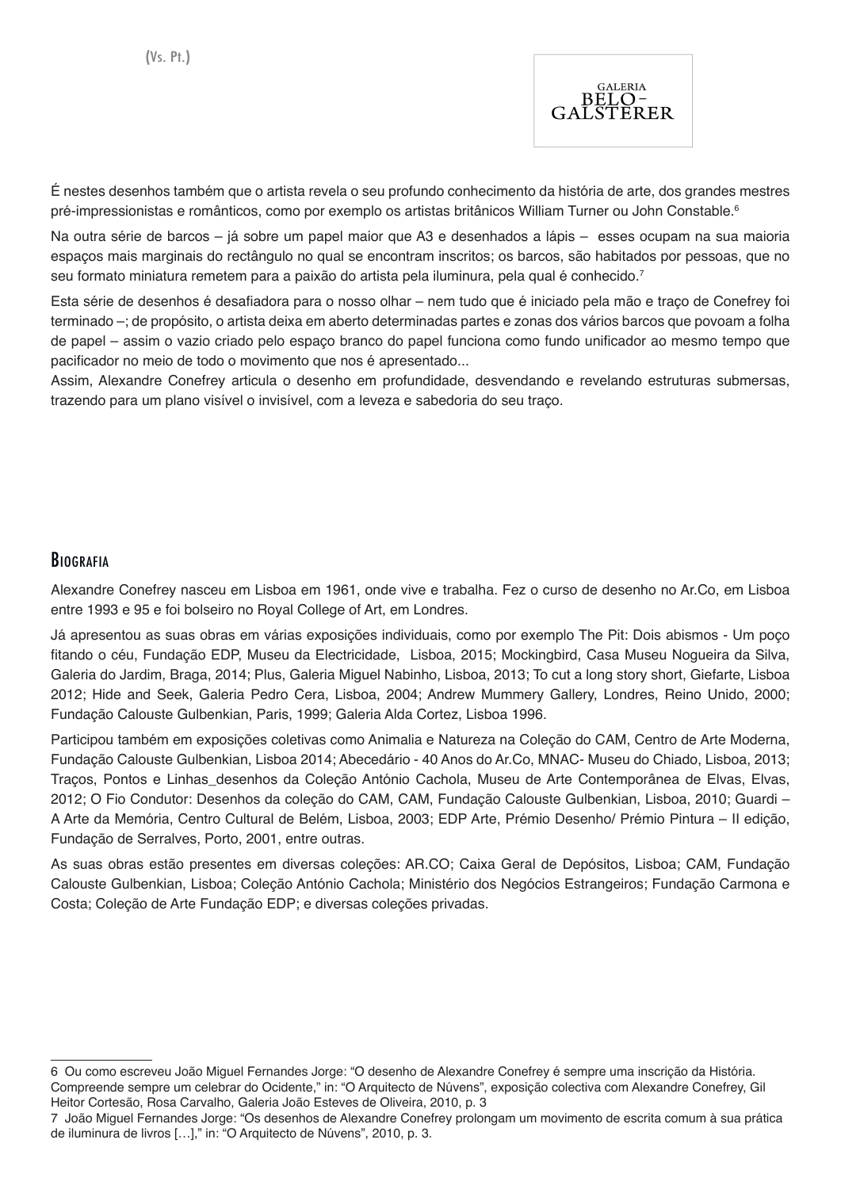É nestes desenhos também que o artista revela o seu profundo conhecimento da história de arte, dos grandes mestres pré-impressionistas e românticos, como por exemplo os artistas britânicos William Turner ou John Constable.[6]

Na outra série de barcos – já sobre um papel maior que A3 e desenhados a lápis – esses ocupam na sua maioria espaços mais marginais do rectângulo no qual se encontram inscritos; os barcos, são habitados por pessoas, que no seu formato miniatura remetem para a paixão do artista pela iluminura, pela qual é conhecido.[7]

Esta série de desenhos é desafiadora para o nosso olhar – nem tudo que é iniciado pela mão e traço de Conefrey foi terminado –; de propósito, o artista deixa em aberto determinadas partes e zonas dos vários barcos que povoam a folha de papel – assim o vazio criado pelo espaço branco do papel funciona como fundo unificador ao mesmo tempo que pacificador no meio de todo o movimento que nos é apresentado...

Assim, Alexandre Conefrey articula o desenho em profundidade, desvendando e revelando estruturas submersas, trazendo para um plano visível o invisível, com a leveza e sabedoria do seu traço.

## Biografia

Alexandre Conefrey nasceu em Lisboa em 1961, onde vive e trabalha. Fez o curso de desenho no Ar.Co, em Lisboa entre 1993 e 95 e foi bolseiro no Royal College of Art, em Londres.

Já apresentou as suas obras em várias exposições individuais, como por exemplo The Pit: Dois abismos - Um poço fitando o céu, Fundação EDP, Museu da Electricidade, Lisboa, 2015; Mockingbird, Casa Museu Nogueira da Silva, Galeria do Jardim, Braga, 2014; Plus, Galeria Miguel Nabinho, Lisboa, 2013; To cut a long story short, Giefarte, Lisboa 2012; Hide and Seek, Galeria Pedro Cera, Lisboa, 2004; Andrew Mummery Gallery, Londres, Reino Unido, 2000; Fundação Calouste Gulbenkian, Paris, 1999; Galeria Alda Cortez, Lisboa 1996.

Participou também em exposições coletivas como Animalia e Natureza na Coleção do CAM, Centro de Arte Moderna, Fundação Calouste Gulbenkian, Lisboa 2014; Abecedário - 40 Anos do Ar.Co, MNAC- Museu do Chiado, Lisboa, 2013; Traços, Pontos e Linhas_desenhos da Coleção António Cachola, Museu de Arte Contemporânea de Elvas, Elvas, 2012; O Fio Condutor: Desenhos da coleção do CAM, CAM, Fundação Calouste Gulbenkian, Lisboa, 2010; Guardi – A Arte da Memória, Centro Cultural de Belém, Lisboa, 2003; EDP Arte, Prémio Desenho/ Prémio Pintura – II edição, Fundação de Serralves, Porto, 2001, entre outras.

As suas obras estão presentes em diversas coleções: AR.CO; Caixa Geral de Depósitos, Lisboa; CAM, Fundação Calouste Gulbenkian, Lisboa; Coleção António Cachola; Ministério dos Negócios Estrangeiros; Fundação Carmona e Costa; Coleção de Arte Fundação EDP; e diversas coleções privadas.

---

6 Ou como escreveu João Miguel Fernandes Jorge: "O desenho de Alexandre Conefrey é sempre uma inscrição da História. Compreende sempre um celebrar do Ocidente," in: "O Arquitecto de Núvens", exposição colectiva com Alexandre Conefrey, Gil Heitor Cortesão, Rosa Carvalho, Galeria João Esteves de Oliveira, 2010, p. 3

7 João Miguel Fernandes Jorge: "Os desenhos de Alexandre Conefrey prolongam um movimento de escrita comum à sua prática de iluminura de livros […]," in: "O Arquitecto de Núvens", 2010, p. 3.